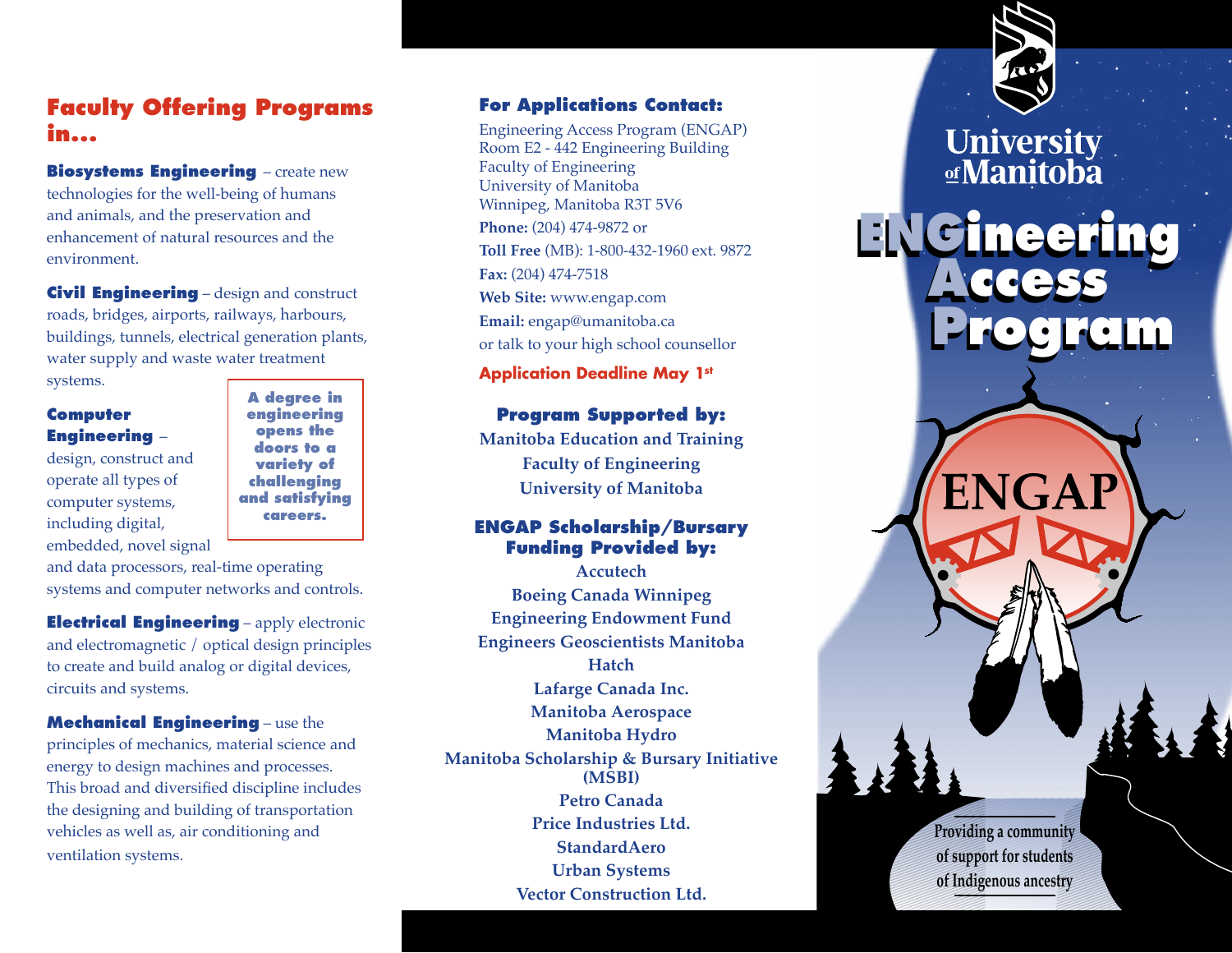## Faculty Offering Programs in...

**Biosystems Engineering** – create new technologies for the well-being of humans and animals, and the preservation and enhancement of natural resources and the environment.

**Civil Engineering** – design and construct roads, bridges, airports, railways, harbours, buildings, tunnels, electrical generation plants, water supply and waste water treatment systems.

**Computer Engineering** – design, construct and operate all types of computer systems, including digital, embedded, novel signal and data processors, real-time operating systems and computer networks and controls.

> **A degree in engineering opens the doors to a variety of challenging and satisfying careers.**

**Electrical Engineering** – apply electronic and electromagnetic / optical design principles to create and build analog or digital devices, circuits and systems.

**Mechanical Engineering** – use the principles of mechanics, material science and energy to design machines and processes. This broad and diversified discipline includes the designing and building of transportation vehicles as well as, air conditioning and ventilation systems.

## For Applications Contact:

Engineering Access Program (ENGAP)
Room E2 - 442 Engineering Building
Faculty of Engineering
University of Manitoba
Winnipeg, Manitoba R3T 5V6

**Phone:** (204) 474-9872 or
**Toll Free** (MB): 1-800-432-1960 ext. 9872
**Fax:** (204) 474-7518
**Web Site:** www.engap.com
**Email:** engap@umanitoba.ca
or talk to your high school counsellor

**Application Deadline May 1st**

## Program Supported by:

Manitoba Education and Training
Faculty of Engineering
University of Manitoba

## ENGAP Scholarship/Bursary Funding Provided by:

Accutech
Boeing Canada Winnipeg
Engineering Endowment Fund
Engineers Geoscientists Manitoba
Hatch
Lafarge Canada Inc.
Manitoba Aerospace
Manitoba Hydro
Manitoba Scholarship & Bursary Initiative (MSBI)
Petro Canada
Price Industries Ltd.
StandardAero
Urban Systems
Vector Construction Ltd.

University of Manitoba

# ENGineering Access Program

ENGAP

Providing a community of support for students of Indigenous ancestry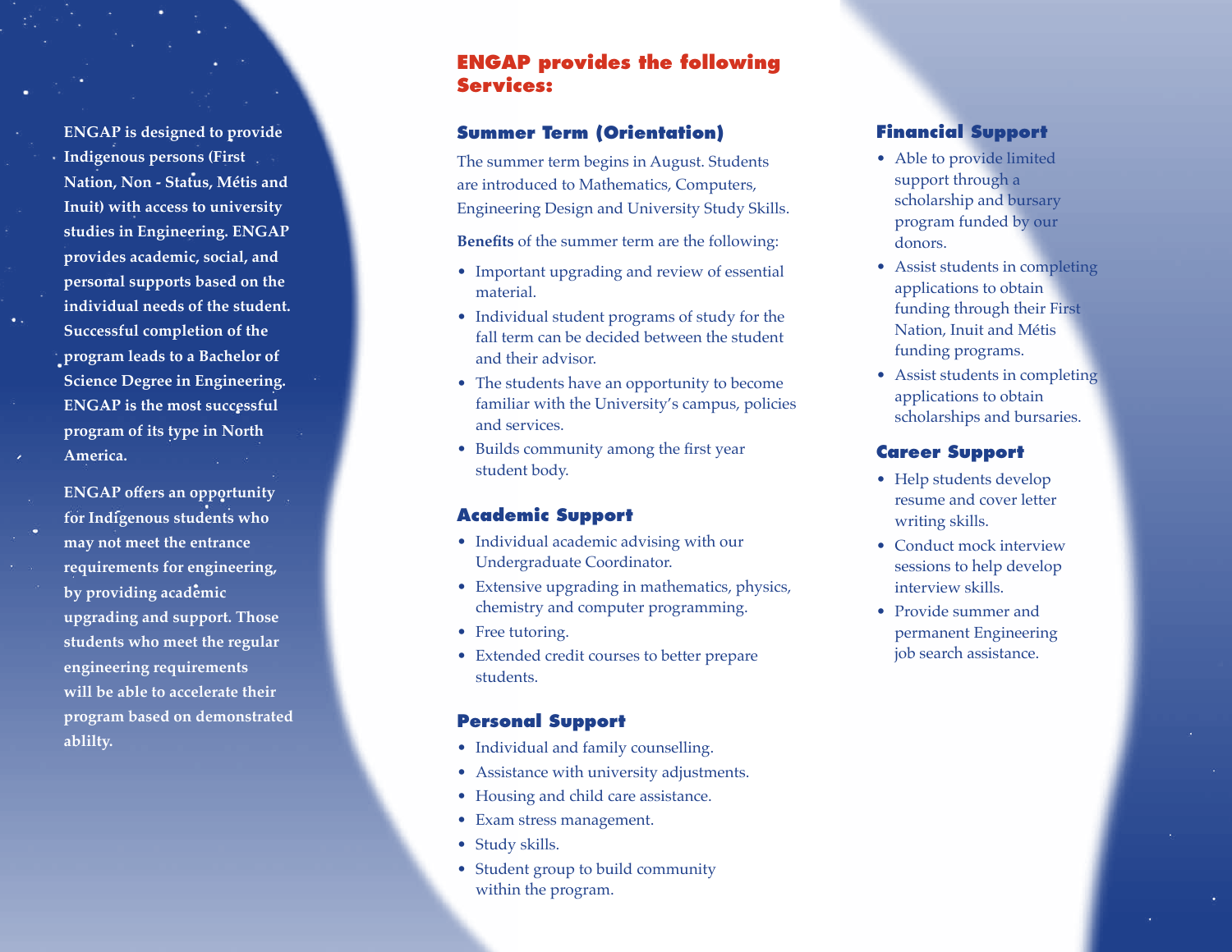**ENGAP is designed to provide Indigenous persons (First Nation, Non - Status, Métis and Inuit) with access to university studies in Engineering. ENGAP provides academic, social, and personal supports based on the individual needs of the student. Successful completion of the program leads to a Bachelor of Science Degree in Engineering. ENGAP is the most successful program of its type in North America.**

**ENGAP offers an opportunity for Indigenous students who may not meet the entrance requirements for engineering, by providing academic upgrading and support. Those students who meet the regular engineering requirements will be able to accelerate their program based on demonstrated ablilty.**

## ENGAP provides the following Services:

### Summer Term (Orientation)

The summer term begins in August. Students are introduced to Mathematics, Computers, Engineering Design and University Study Skills.

**Benefits** of the summer term are the following:

- Important upgrading and review of essential material.
- Individual student programs of study for the fall term can be decided between the student and their advisor.
- The students have an opportunity to become familiar with the University's campus, policies and services.
- Builds community among the first year student body.

### Academic Support

- Individual academic advising with our Undergraduate Coordinator.
- Extensive upgrading in mathematics, physics, chemistry and computer programming.
- Free tutoring.
- Extended credit courses to better prepare students.

### Personal Support

- Individual and family counselling.
- Assistance with university adjustments.
- Housing and child care assistance.
- Exam stress management.
- Study skills.
- Student group to build community within the program.

### Financial Support

- Able to provide limited support through a scholarship and bursary program funded by our donors.
- Assist students in completing applications to obtain funding through their First Nation, Inuit and Métis funding programs.
- Assist students in completing applications to obtain scholarships and bursaries.

### Career Support

- Help students develop resume and cover letter writing skills.
- Conduct mock interview sessions to help develop interview skills.
- Provide summer and permanent Engineering job search assistance.